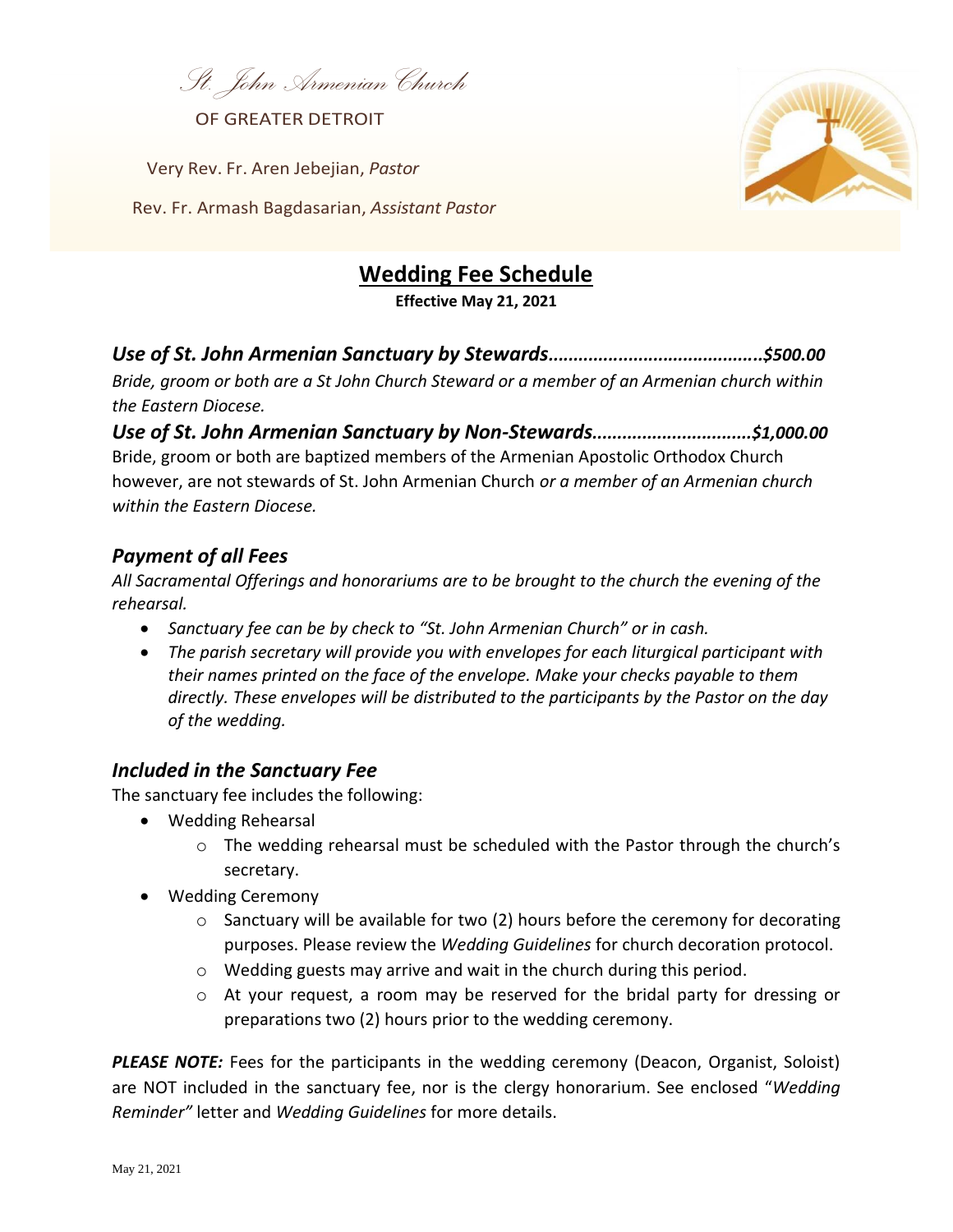St. John Armenian Church

OF GREATER DETROIT

Very Rev. Fr. Aren Jebejian, *Pastor*

Rev. Fr. Armash Bagdasarian, *Assistant Pastor*

# Wedding Fee Schedule

**Effective May 21, 2021**

***Use of St. John Armenian Sanctuary by Stewards.........................................$500.00***

*Bride, groom or both are a St John Church Steward or a member of an Armenian church within the Eastern Diocese.*

***Use of St. John Armenian Sanctuary by Non-Stewards...............................$1,000.00***

Bride, groom or both are baptized members of the Armenian Apostolic Orthodox Church however, are not stewards of St. John Armenian Church *or a member of an Armenian church within the Eastern Diocese.*

## *Payment of all Fees*

*All Sacramental Offerings and honorariums are to be brought to the church the evening of the rehearsal.*

- *Sanctuary fee can be by check to "St. John Armenian Church" or in cash.*
- *The parish secretary will provide you with envelopes for each liturgical participant with their names printed on the face of the envelope. Make your checks payable to them directly. These envelopes will be distributed to the participants by the Pastor on the day of the wedding.*

## *Included in the Sanctuary Fee*

The sanctuary fee includes the following:

- Wedding Rehearsal
  - The wedding rehearsal must be scheduled with the Pastor through the church's secretary.
- Wedding Ceremony
  - Sanctuary will be available for two (2) hours before the ceremony for decorating purposes. Please review the *Wedding Guidelines* for church decoration protocol.
  - Wedding guests may arrive and wait in the church during this period.
  - At your request, a room may be reserved for the bridal party for dressing or preparations two (2) hours prior to the wedding ceremony.

***PLEASE NOTE:*** Fees for the participants in the wedding ceremony (Deacon, Organist, Soloist) are NOT included in the sanctuary fee, nor is the clergy honorarium. See enclosed "*Wedding Reminder"* letter and *Wedding Guidelines* for more details.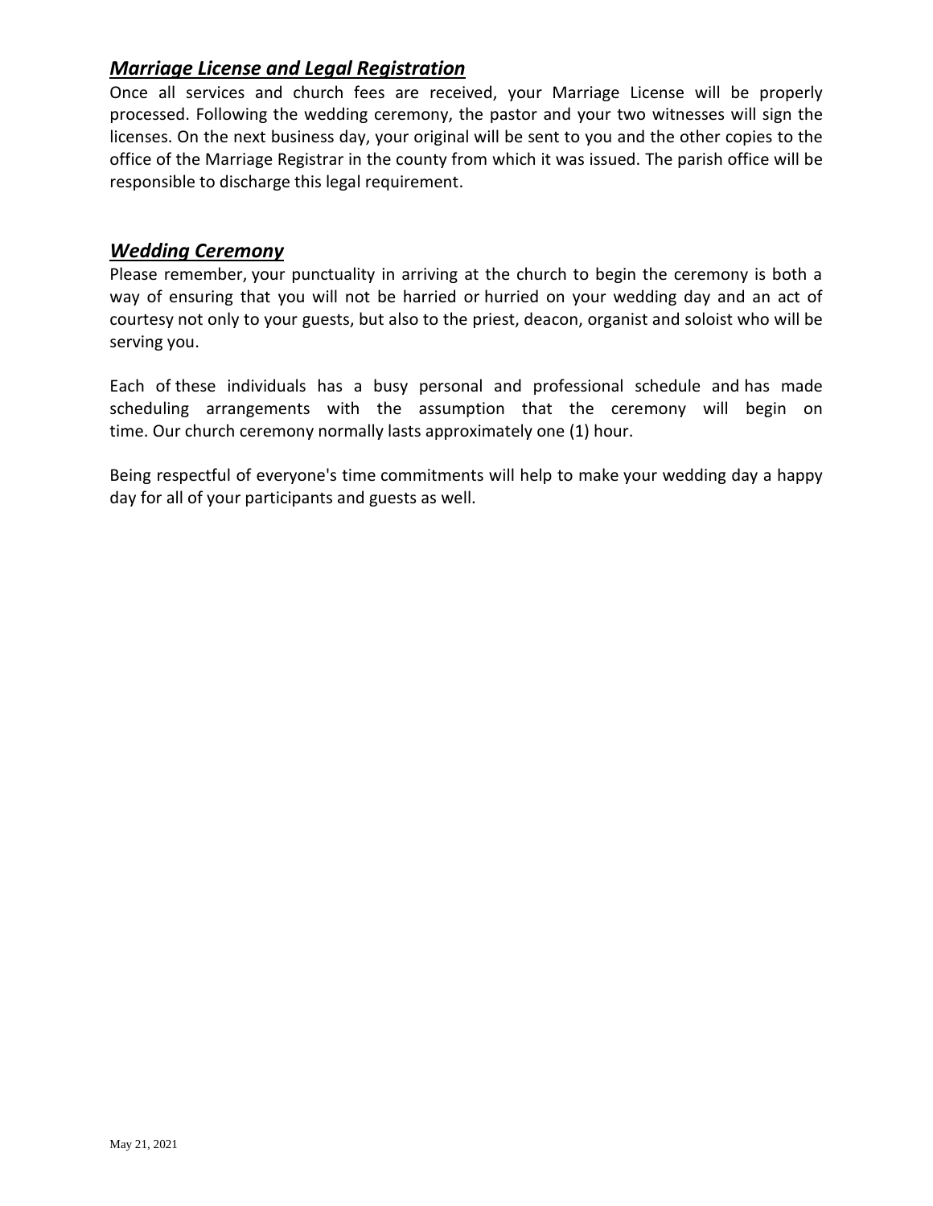## ***Marriage License and Legal Registration***

Once all services and church fees are received, your Marriage License will be properly processed. Following the wedding ceremony, the pastor and your two witnesses will sign the licenses. On the next business day, your original will be sent to you and the other copies to the office of the Marriage Registrar in the county from which it was issued. The parish office will be responsible to discharge this legal requirement.

## ***Wedding Ceremony***

Please remember, your punctuality in arriving at the church to begin the ceremony is both a way of ensuring that you will not be harried or hurried on your wedding day and an act of courtesy not only to your guests, but also to the priest, deacon, organist and soloist who will be serving you.

Each of these individuals has a busy personal and professional schedule and has made scheduling arrangements with the assumption that the ceremony will begin on time. Our church ceremony normally lasts approximately one (1) hour.

Being respectful of everyone's time commitments will help to make your wedding day a happy day for all of your participants and guests as well.

May 21, 2021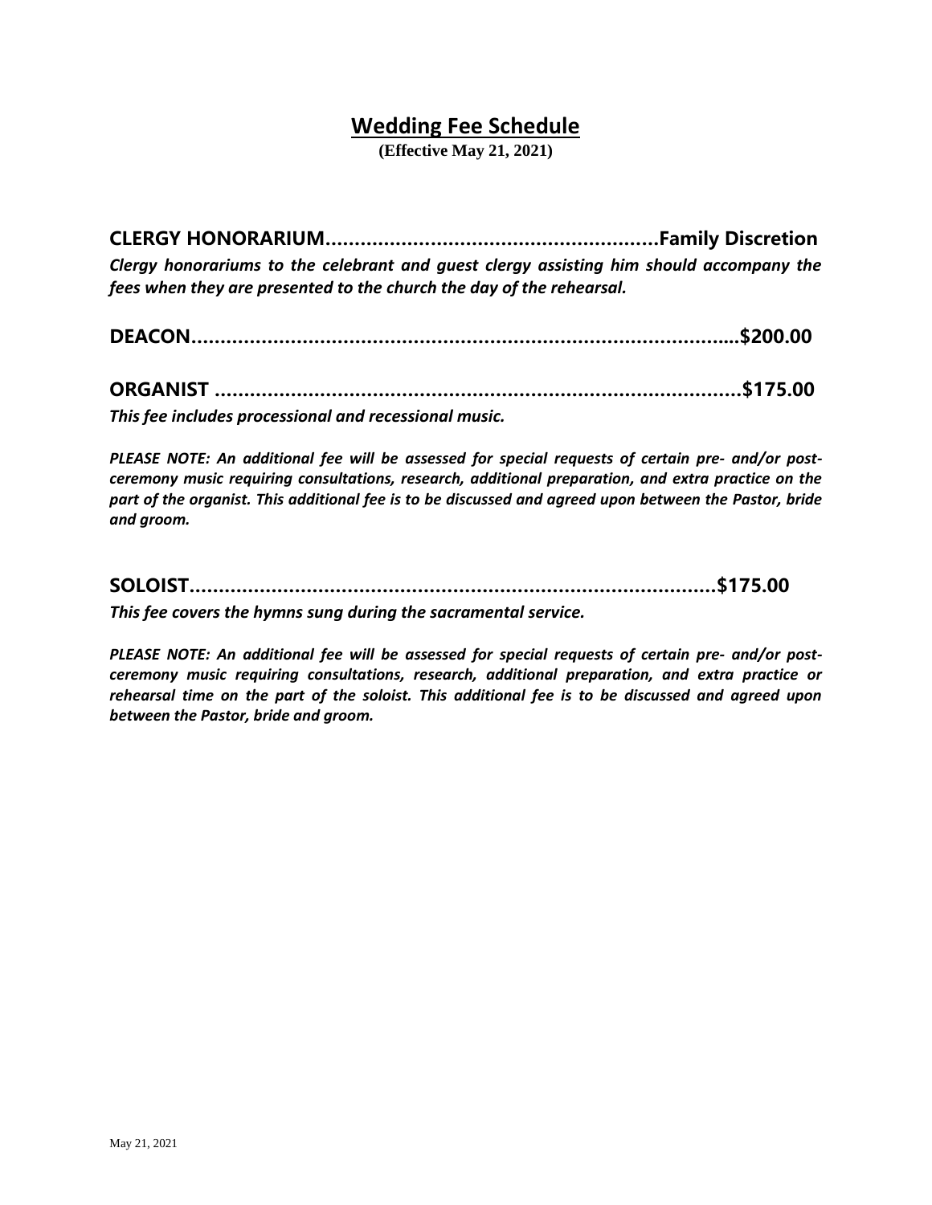# Wedding Fee Schedule

**(Effective May 21, 2021)**

**CLERGY HONORARIUM.......................................................Family Discretion**

***Clergy honorariums to the celebrant and guest clergy assisting him should accompany the fees when they are presented to the church the day of the rehearsal.***

**DEACON...............................................................................................$200.00**

**ORGANIST ..........................................................................................$175.00**

***This fee includes processional and recessional music.***

***PLEASE NOTE: An additional fee will be assessed for special requests of certain pre- and/or post-ceremony music requiring consultations, research, additional preparation, and extra practice on the part of the organist. This additional fee is to be discussed and agreed upon between the Pastor, bride and groom.***

**SOLOIST...........................................................................................$175.00**

***This fee covers the hymns sung during the sacramental service.***

***PLEASE NOTE: An additional fee will be assessed for special requests of certain pre- and/or post-ceremony music requiring consultations, research, additional preparation, and extra practice or rehearsal time on the part of the soloist. This additional fee is to be discussed and agreed upon between the Pastor, bride and groom.***